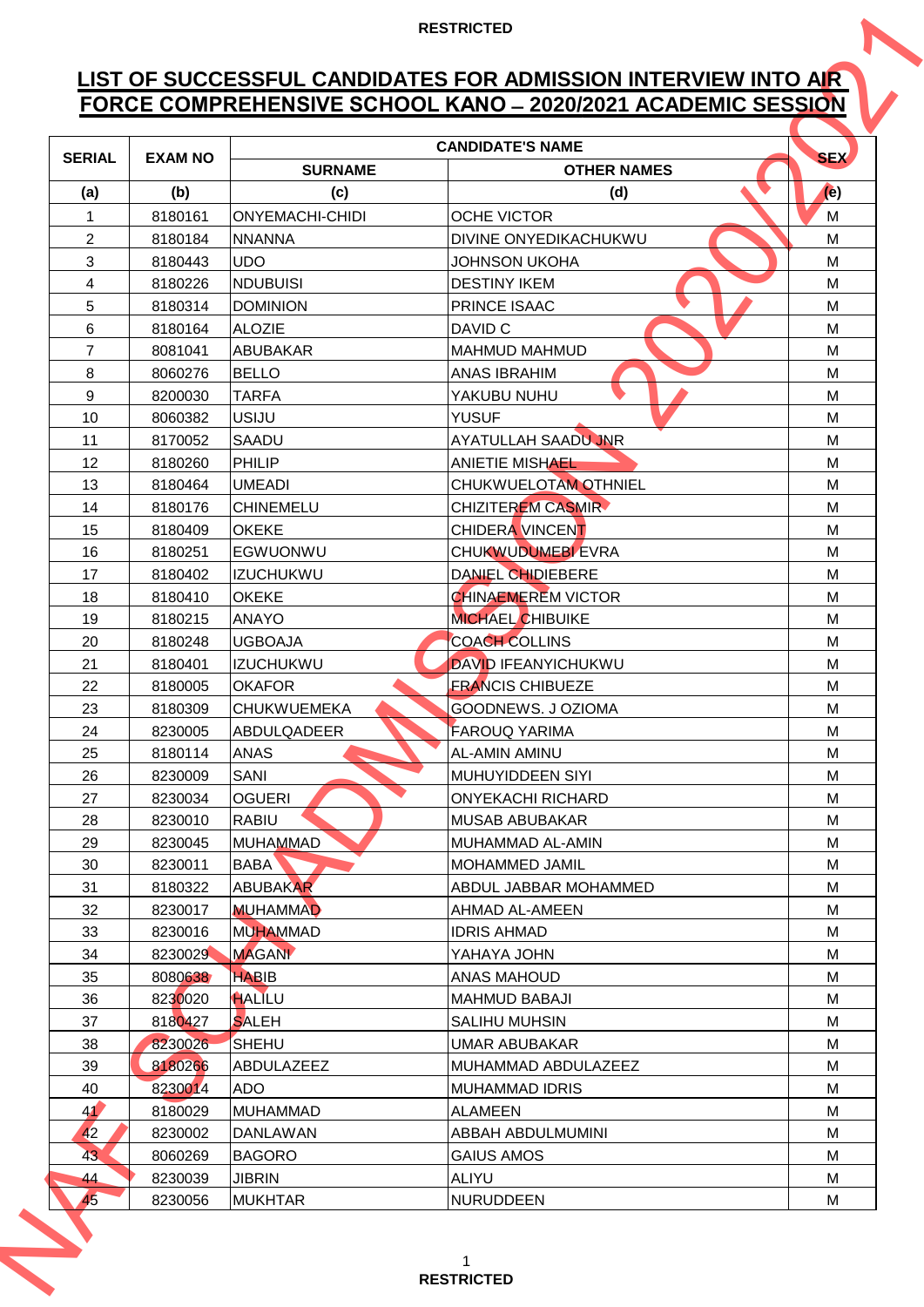RESTRICTED

# LIST OF SUCCESSFUL CANDIDATES FOR ADMISSION INTERVIEW INTO AIR FORCE COMPREHENSIVE SCHOOL KANO – 2020/2021 ACADEMIC SESSION

| SERIAL | EXAM NO | CANDIDATE'S NAME | | SEX |
|---|---|---|---|---|
| | | SURNAME | OTHER NAMES | |
| (a) | (b) | (c) | (d) | (e) |
| 1 | 8180161 | ONYEMACHI-CHIDI | OCHE VICTOR | M |
| 2 | 8180184 | NNANNA | DIVINE ONYEDIKACHUKWU | M |
| 3 | 8180443 | UDO | JOHNSON UKOHA | M |
| 4 | 8180226 | NDUBUISI | DESTINY IKEM | M |
| 5 | 8180314 | DOMINION | PRINCE ISAAC | M |
| 6 | 8180164 | ALOZIE | DAVID C | M |
| 7 | 8081041 | ABUBAKAR | MAHMUD MAHMUD | M |
| 8 | 8060276 | BELLO | ANAS IBRAHIM | M |
| 9 | 8200030 | TARFA | YAKUBU NUHU | M |
| 10 | 8060382 | USIJU | YUSUF | M |
| 11 | 8170052 | SAADU | AYATULLAH SAADU JNR | M |
| 12 | 8180260 | PHILIP | ANIETIE MISHAEL | M |
| 13 | 8180464 | UMEADI | CHUKWUELOTAM OTHNIEL | M |
| 14 | 8180176 | CHINEMELU | CHIZITEREM CASMIR | M |
| 15 | 8180409 | OKEKE | CHIDERA VINCENT | M |
| 16 | 8180251 | EGWUONWU | CHUKWUDUMEBI EVRA | M |
| 17 | 8180402 | IZUCHUKWU | DANIEL CHIDIEBERE | M |
| 18 | 8180410 | OKEKE | CHINAEMEREM VICTOR | M |
| 19 | 8180215 | ANAYO | MICHAEL CHIBUIKE | M |
| 20 | 8180248 | UGBOAJA | COACH COLLINS | M |
| 21 | 8180401 | IZUCHUKWU | DAVID IFEANYICHUKWU | M |
| 22 | 8180005 | OKAFOR | FRANCIS CHIBUEZE | M |
| 23 | 8180309 | CHUKWUEMEKA | GOODNEWS. J OZIOMA | M |
| 24 | 8230005 | ABDULQADEER | FAROUQ YARIMA | M |
| 25 | 8180114 | ANAS | AL-AMIN AMINU | M |
| 26 | 8230009 | SANI | MUHUYIDDEEN SIYI | M |
| 27 | 8230034 | OGUERI | ONYEKACHI RICHARD | M |
| 28 | 8230010 | RABIU | MUSAB ABUBAKAR | M |
| 29 | 8230045 | MUHAMMAD | MUHAMMAD AL-AMIN | M |
| 30 | 8230011 | BABA | MOHAMMED JAMIL | M |
| 31 | 8180322 | ABUBAKAR | ABDUL JABBAR MOHAMMED | M |
| 32 | 8230017 | MUHAMMAD | AHMAD AL-AMEEN | M |
| 33 | 8230016 | MUHAMMAD | IDRIS AHMAD | M |
| 34 | 8230029 | MAGANI | YAHAYA JOHN | M |
| 35 | 8080638 | HABIB | ANAS MAHOUD | M |
| 36 | 8230020 | HALILU | MAHMUD BABAJI | M |
| 37 | 8180427 | SALEH | SALIHU MUHSIN | M |
| 38 | 8230026 | SHEHU | UMAR ABUBAKAR | M |
| 39 | 8180266 | ABDULAZEEZ | MUHAMMAD ABDULAZEEZ | M |
| 40 | 8230014 | ADO | MUHAMMAD IDRIS | M |
| 41 | 8180029 | MUHAMMAD | ALAMEEN | M |
| 42 | 8230002 | DANLAWAN | ABBAH ABDULMUMINI | M |
| 43 | 8060269 | BAGORO | GAIUS AMOS | M |
| 44 | 8230039 | JIBRIN | ALIYU | M |
| 45 | 8230056 | MUKHTAR | NURUDDEEN | M |

RESTRICTED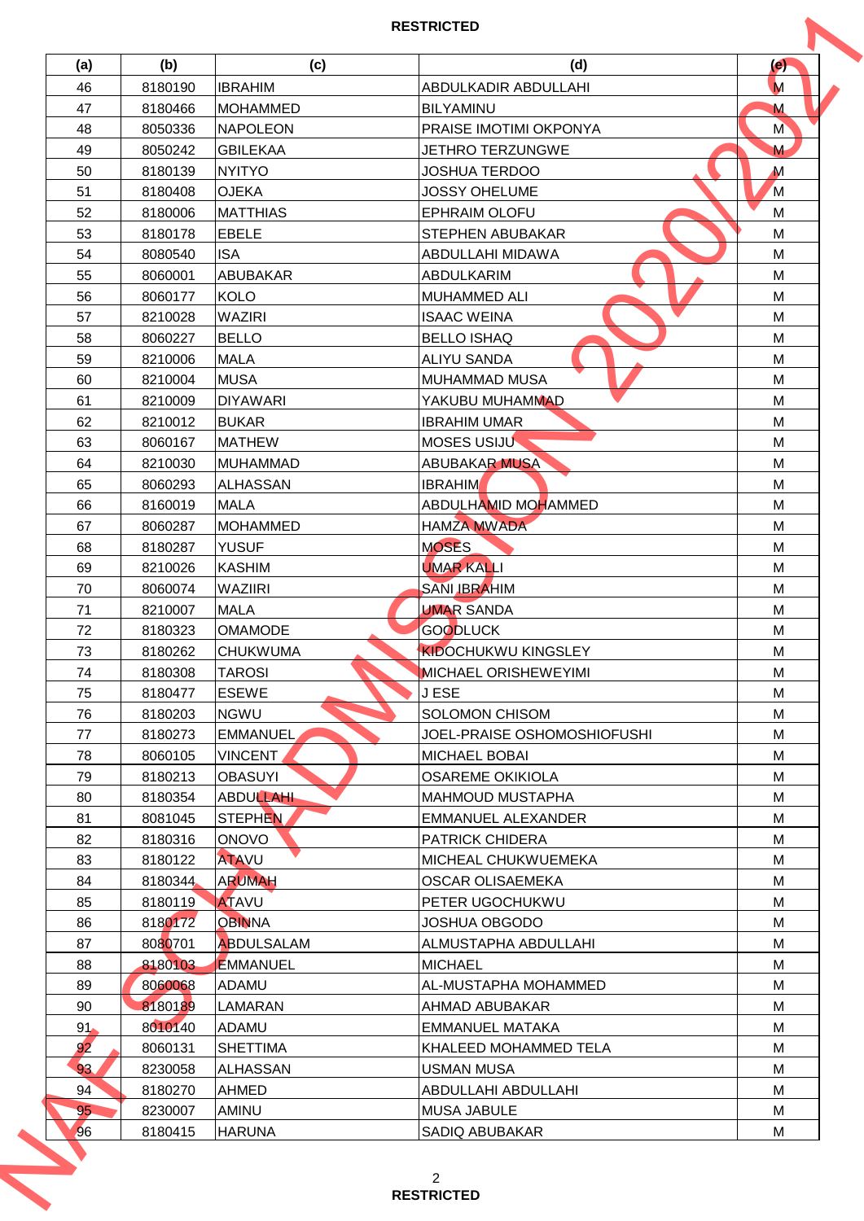| (a) | (b) | (c) | (d) | (e) |
|---|---|---|---|---|
| 46 | 8180190 | IBRAHIM | ABDULKADIR ABDULLAHI | M |
| 47 | 8180466 | MOHAMMED | BILYAMINU | M |
| 48 | 8050336 | NAPOLEON | PRAISE IMOTIMI OKPONYA | M |
| 49 | 8050242 | GBILEKAA | JETHRO TERZUNGWE | M |
| 50 | 8180139 | NYITYO | JOSHUA TERDOO | M |
| 51 | 8180408 | OJEKA | JOSSY OHELUME | M |
| 52 | 8180006 | MATTHIAS | EPHRAIM OLOFU | M |
| 53 | 8180178 | EBELE | STEPHEN ABUBAKAR | M |
| 54 | 8080540 | ISA | ABDULLAHI MIDAWA | M |
| 55 | 8060001 | ABUBAKAR | ABDULKARIM | M |
| 56 | 8060177 | KOLO | MUHAMMED ALI | M |
| 57 | 8210028 | WAZIRI | ISAAC WEINA | M |
| 58 | 8060227 | BELLO | BELLO ISHAQ | M |
| 59 | 8210006 | MALA | ALIYU SANDA | M |
| 60 | 8210004 | MUSA | MUHAMMAD MUSA | M |
| 61 | 8210009 | DIYAWARI | YAKUBU MUHAMMAD | M |
| 62 | 8210012 | BUKAR | IBRAHIM UMAR | M |
| 63 | 8060167 | MATHEW | MOSES USIJU | M |
| 64 | 8210030 | MUHAMMAD | ABUBAKAR MUSA | M |
| 65 | 8060293 | ALHASSAN | IBRAHIM | M |
| 66 | 8160019 | MALA | ABDULHAMID MOHAMMED | M |
| 67 | 8060287 | MOHAMMED | HAMZA MWADA | M |
| 68 | 8180287 | YUSUF | MOSES | M |
| 69 | 8210026 | KASHIM | UMAR KALLI | M |
| 70 | 8060074 | WAZIIRI | SANI IBRAHIM | M |
| 71 | 8210007 | MALA | UMAR SANDA | M |
| 72 | 8180323 | OMAMODE | GOODLUCK | M |
| 73 | 8180262 | CHUKWUMA | KIDOCHUKWU KINGSLEY | M |
| 74 | 8180308 | TAROSI | MICHAEL ORISHEWEYIMI | M |
| 75 | 8180477 | ESEWE | J ESE | M |
| 76 | 8180203 | NGWU | SOLOMON CHISOM | M |
| 77 | 8180273 | EMMANUEL | JOEL-PRAISE OSHOMOSHIOFUSHI | M |
| 78 | 8060105 | VINCENT | MICHAEL BOBAI | M |
| 79 | 8180213 | OBASUYI | OSAREME OKIKIOLA | M |
| 80 | 8180354 | ABDULLAHI | MAHMOUD MUSTAPHA | M |
| 81 | 8081045 | STEPHEN | EMMANUEL ALEXANDER | M |
| 82 | 8180316 | ONOVO | PATRICK CHIDERA | M |
| 83 | 8180122 | ATAVU | MICHEAL CHUKWUEMEKA | M |
| 84 | 8180344 | ARUMAH | OSCAR OLISAEMEKA | M |
| 85 | 8180119 | ATAVU | PETER UGOCHUKWU | M |
| 86 | 8180172 | OBINNA | JOSHUA OBGODO | M |
| 87 | 8080701 | ABDULSALAM | ALMUSTAPHA ABDULLAHI | M |
| 88 | 8180103 | EMMANUEL | MICHAEL | M |
| 89 | 8060068 | ADAMU | AL-MUSTAPHA MOHAMMED | M |
| 90 | 8180189 | LAMARAN | AHMAD ABUBAKAR | M |
| 91 | 8010140 | ADAMU | EMMANUEL MATAKA | M |
| 92 | 8060131 | SHETTIMA | KHALEED MOHAMMED TELA | M |
| 93 | 8230058 | ALHASSAN | USMAN MUSA | M |
| 94 | 8180270 | AHMED | ABDULLAHI ABDULLAHI | M |
| 95 | 8230007 | AMINU | MUSA JABULE | M |
| 96 | 8180415 | HARUNA | SADIQ ABUBAKAR | M |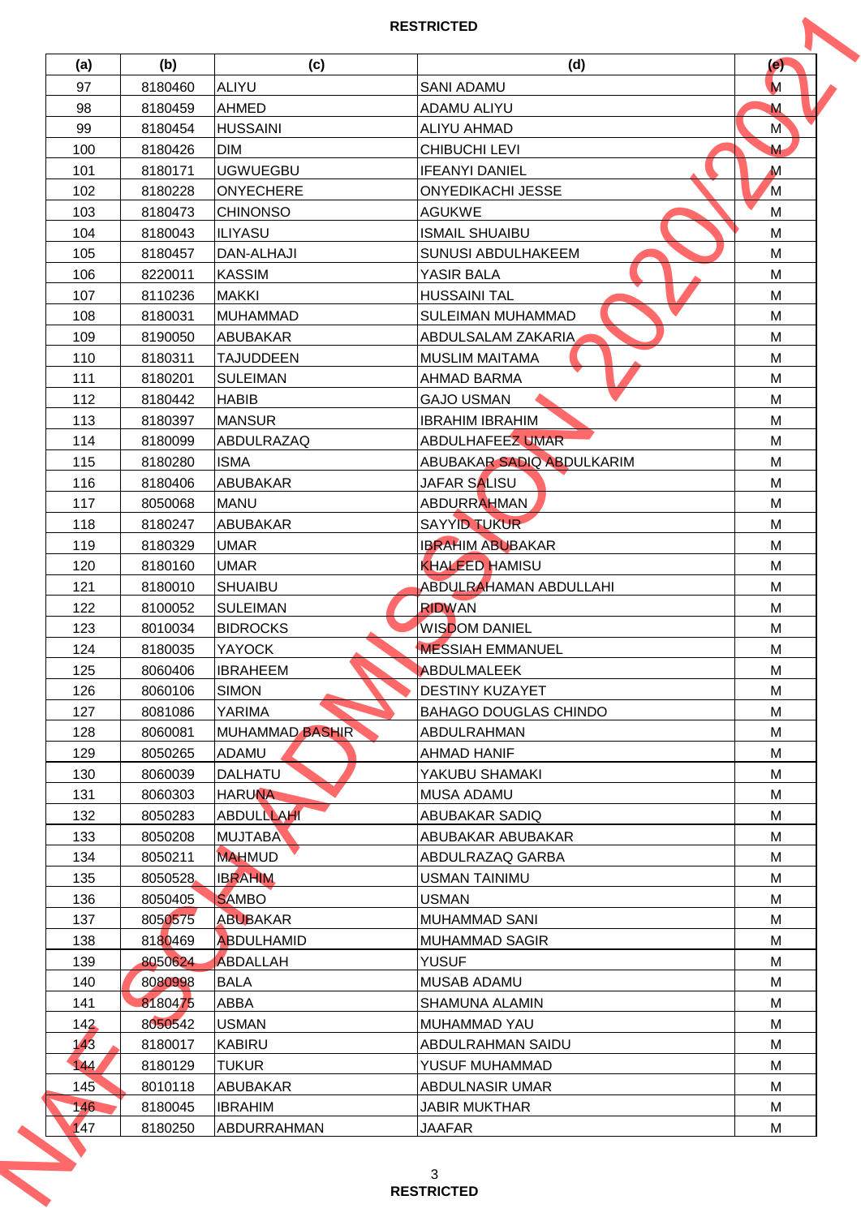| (a) | (b) | (c) | (d) | (e) |
|---|---|---|---|---|
| 97 | 8180460 | ALIYU | SANI ADAMU | M |
| 98 | 8180459 | AHMED | ADAMU ALIYU | M |
| 99 | 8180454 | HUSSAINI | ALIYU AHMAD | M |
| 100 | 8180426 | DIM | CHIBUCHI LEVI | M |
| 101 | 8180171 | UGWUEGBU | IFEANYI DANIEL | M |
| 102 | 8180228 | ONYECHERE | ONYEDIKACHI JESSE | M |
| 103 | 8180473 | CHINONSO | AGUKWE | M |
| 104 | 8180043 | ILIYASU | ISMAIL SHUAIBU | M |
| 105 | 8180457 | DAN-ALHAJI | SUNUSI ABDULHAKEEM | M |
| 106 | 8220011 | KASSIM | YASIR BALA | M |
| 107 | 8110236 | MAKKI | HUSSAINI TAL | M |
| 108 | 8180031 | MUHAMMAD | SULEIMAN MUHAMMAD | M |
| 109 | 8190050 | ABUBAKAR | ABDULSALAM ZAKARIA | M |
| 110 | 8180311 | TAJUDDEEN | MUSLIM MAITAMA | M |
| 111 | 8180201 | SULEIMAN | AHMAD BARMA | M |
| 112 | 8180442 | HABIB | GAJO USMAN | M |
| 113 | 8180397 | MANSUR | IBRAHIM IBRAHIM | M |
| 114 | 8180099 | ABDULRAZAQ | ABDULHAFEEZ UMAR | M |
| 115 | 8180280 | ISMA | ABUBAKAR SADIQ ABDULKARIM | M |
| 116 | 8180406 | ABUBAKAR | JAFAR SALISU | M |
| 117 | 8050068 | MANU | ABDURRAHMAN | M |
| 118 | 8180247 | ABUBAKAR | SAYYID TUKUR | M |
| 119 | 8180329 | UMAR | IBRAHIM ABUBAKAR | M |
| 120 | 8180160 | UMAR | KHALEED HAMISU | M |
| 121 | 8180010 | SHUAIBU | ABDULRAHAMAN ABDULLAHI | M |
| 122 | 8100052 | SULEIMAN | RIDWAN | M |
| 123 | 8010034 | BIDROCKS | WISDOM DANIEL | M |
| 124 | 8180035 | YAYOCK | MESSIAH EMMANUEL | M |
| 125 | 8060406 | IBRAHEEM | ABDULMALEEK | M |
| 126 | 8060106 | SIMON | DESTINY KUZAYET | M |
| 127 | 8081086 | YARIMA | BAHAGO DOUGLAS CHINDO | M |
| 128 | 8060081 | MUHAMMAD BASHIR | ABDULRAHMAN | M |
| 129 | 8050265 | ADAMU | AHMAD HANIF | M |
| 130 | 8060039 | DALHATU | YAKUBU SHAMAKI | M |
| 131 | 8060303 | HARUNA | MUSA ADAMU | M |
| 132 | 8050283 | ABDULLAHI | ABUBAKAR SADIQ | M |
| 133 | 8050208 | MUJTABA | ABUBAKAR ABUBAKAR | M |
| 134 | 8050211 | MAHMUD | ABDULRAZAQ GARBA | M |
| 135 | 8050528 | IBRAHIM | USMAN TAINIMU | M |
| 136 | 8050405 | SAMBO | USMAN | M |
| 137 | 8050575 | ABUBAKAR | MUHAMMAD SANI | M |
| 138 | 8180469 | ABDULHAMID | MUHAMMAD SAGIR | M |
| 139 | 8050624 | ABDALLAH | YUSUF | M |
| 140 | 8080998 | BALA | MUSAB ADAMU | M |
| 141 | 8180475 | ABBA | SHAMUNA ALAMIN | M |
| 142 | 8050542 | USMAN | MUHAMMAD YAU | M |
| 143 | 8180017 | KABIRU | ABDULRAHMAN SAIDU | M |
| 144 | 8180129 | TUKUR | YUSUF MUHAMMAD | M |
| 145 | 8010118 | ABUBAKAR | ABDULNASIR UMAR | M |
| 146 | 8180045 | IBRAHIM | JABIR MUKTHAR | M |
| 147 | 8180250 | ABDURRAHMAN | JAAFAR | M |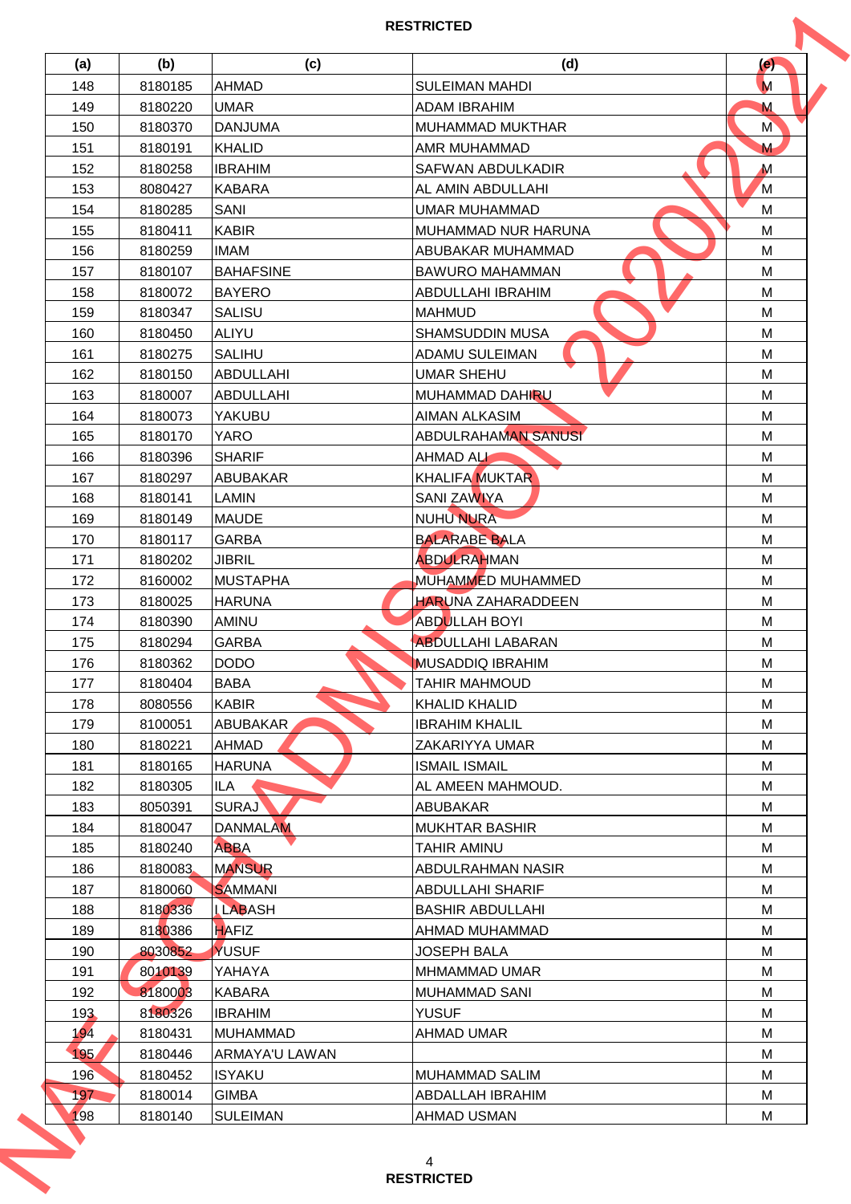| (a) | (b) | (c) | (d) | (e) |
|---|---|---|---|---|
| 148 | 8180185 | AHMAD | SULEIMAN MAHDI | M |
| 149 | 8180220 | UMAR | ADAM IBRAHIM | M |
| 150 | 8180370 | DANJUMA | MUHAMMAD MUKTHAR | M |
| 151 | 8180191 | KHALID | AMR MUHAMMAD | M |
| 152 | 8180258 | IBRAHIM | SAFWAN ABDULKADIR | M |
| 153 | 8080427 | KABARA | AL AMIN ABDULLAHI | M |
| 154 | 8180285 | SANI | UMAR MUHAMMAD | M |
| 155 | 8180411 | KABIR | MUHAMMAD NUR HARUNA | M |
| 156 | 8180259 | IMAM | ABUBAKAR MUHAMMAD | M |
| 157 | 8180107 | BAHAFSINE | BAWURO MAHAMMAN | M |
| 158 | 8180072 | BAYERO | ABDULLAHI IBRAHIM | M |
| 159 | 8180347 | SALISU | MAHMUD | M |
| 160 | 8180450 | ALIYU | SHAMSUDDIN MUSA | M |
| 161 | 8180275 | SALIHU | ADAMU SULEIMAN | M |
| 162 | 8180150 | ABDULLAHI | UMAR SHEHU | M |
| 163 | 8180007 | ABDULLAHI | MUHAMMAD DAHIRU | M |
| 164 | 8180073 | YAKUBU | AIMAN ALKASIM | M |
| 165 | 8180170 | YARO | ABDULRAHAMAN SANUSI | M |
| 166 | 8180396 | SHARIF | AHMAD ALI | M |
| 167 | 8180297 | ABUBAKAR | KHALIFA MUKTAR | M |
| 168 | 8180141 | LAMIN | SANI ZAWIYA | M |
| 169 | 8180149 | MAUDE | NUHU NURA | M |
| 170 | 8180117 | GARBA | BALARABE BALA | M |
| 171 | 8180202 | JIBRIL | ABDULRAHMAN | M |
| 172 | 8160002 | MUSTAPHA | MUHAMMED MUHAMMED | M |
| 173 | 8180025 | HARUNA | HARUNA ZAHARADDEEN | M |
| 174 | 8180390 | AMINU | ABDULLAH BOYI | M |
| 175 | 8180294 | GARBA | ABDULLAHI LABARAN | M |
| 176 | 8180362 | DODO | MUSADDIQ IBRAHIM | M |
| 177 | 8180404 | BABA | TAHIR MAHMOUD | M |
| 178 | 8080556 | KABIR | KHALID KHALID | M |
| 179 | 8100051 | ABUBAKAR | IBRAHIM KHALIL | M |
| 180 | 8180221 | AHMAD | ZAKARIYYA UMAR | M |
| 181 | 8180165 | HARUNA | ISMAIL ISMAIL | M |
| 182 | 8180305 | ILA | AL AMEEN MAHMOUD. | M |
| 183 | 8050391 | SURAJ | ABUBAKAR | M |
| 184 | 8180047 | DANMALAM | MUKHTAR BASHIR | M |
| 185 | 8180240 | ABBA | TAHIR AMINU | M |
| 186 | 8180083 | MANSUR | ABDULRAHMAN NASIR | M |
| 187 | 8180060 | SAMMANI | ABDULLAHI SHARIF | M |
| 188 | 8180336 | I LABASH | BASHIR ABDULLAHI | M |
| 189 | 8180386 | HAFIZ | AHMAD MUHAMMAD | M |
| 190 | 8030852 | YUSUF | JOSEPH BALA | M |
| 191 | 8010139 | YAHAYA | MHMAMMAD UMAR | M |
| 192 | 8180003 | KABARA | MUHAMMAD SANI | M |
| 193 | 8180326 | IBRAHIM | YUSUF | M |
| 194 | 8180431 | MUHAMMAD | AHMAD UMAR | M |
| 195 | 8180446 | ARMAYA'U LAWAN | | M |
| 196 | 8180452 | ISYAKU | MUHAMMAD SALIM | M |
| 197 | 8180014 | GIMBA | ABDALLAH IBRAHIM | M |
| 198 | 8180140 | SULEIMAN | AHMAD USMAN | M |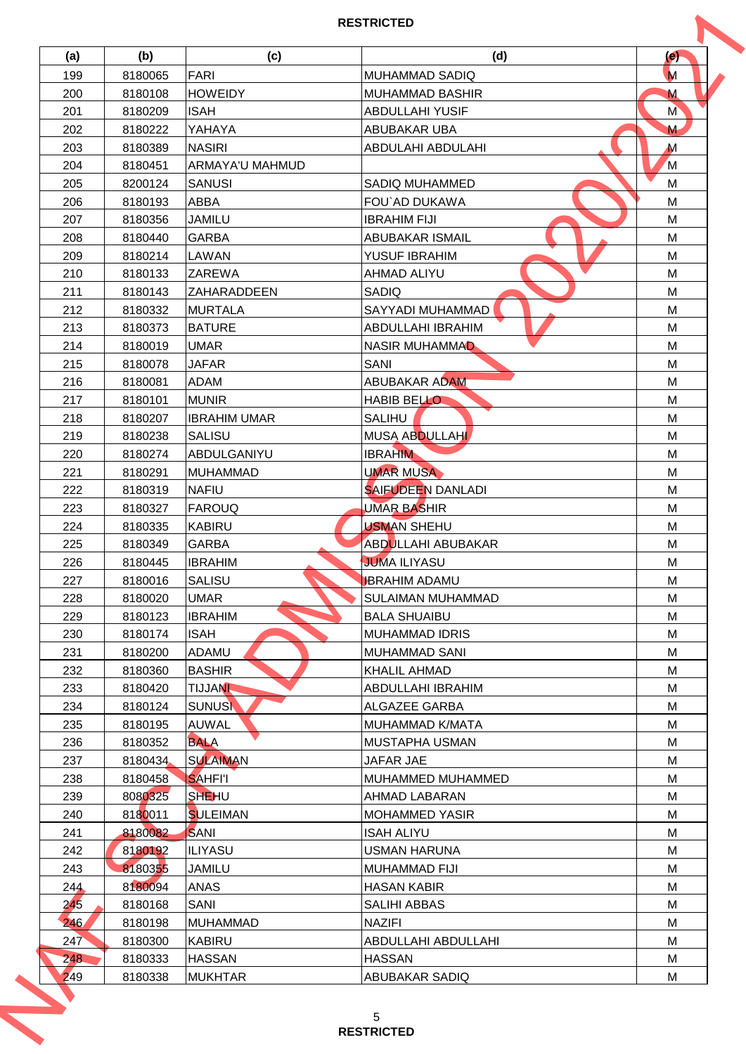RESTRICTED

| (a) | (b) | (c) | (d) | (e) |
|---|---|---|---|---|
| 199 | 8180065 | FARI | MUHAMMAD SADIQ | M |
| 200 | 8180108 | HOWEIDY | MUHAMMAD BASHIR | M |
| 201 | 8180209 | ISAH | ABDULLAHI YUSIF | M |
| 202 | 8180222 | YAHAYA | ABUBAKAR UBA | M |
| 203 | 8180389 | NASIRI | ABDULAHI ABDULAHI | M |
| 204 | 8180451 | ARMAYA'U MAHMUD | | M |
| 205 | 8200124 | SANUSI | SADIQ MUHAMMED | M |
| 206 | 8180193 | ABBA | FOU`AD DUKAWA | M |
| 207 | 8180356 | JAMILU | IBRAHIM FIJI | M |
| 208 | 8180440 | GARBA | ABUBAKAR ISMAIL | M |
| 209 | 8180214 | LAWAN | YUSUF IBRAHIM | M |
| 210 | 8180133 | ZAREWA | AHMAD ALIYU | M |
| 211 | 8180143 | ZAHARADDEEN | SADIQ | M |
| 212 | 8180332 | MURTALA | SAYYADI MUHAMMAD | M |
| 213 | 8180373 | BATURE | ABDULLAHI IBRAHIM | M |
| 214 | 8180019 | UMAR | NASIR MUHAMMAD | M |
| 215 | 8180078 | JAFAR | SANI | M |
| 216 | 8180081 | ADAM | ABUBAKAR ADAM | M |
| 217 | 8180101 | MUNIR | HABIB BELLO | M |
| 218 | 8180207 | IBRAHIM UMAR | SALIHU | M |
| 219 | 8180238 | SALISU | MUSA ABDULLAHI | M |
| 220 | 8180274 | ABDULGANIYU | IBRAHIM | M |
| 221 | 8180291 | MUHAMMAD | UMAR MUSA | M |
| 222 | 8180319 | NAFIU | SAIFUDEEN DANLADI | M |
| 223 | 8180327 | FAROUQ | UMAR BASHIR | M |
| 224 | 8180335 | KABIRU | USMAN SHEHU | M |
| 225 | 8180349 | GARBA | ABDULLAHI ABUBAKAR | M |
| 226 | 8180445 | IBRAHIM | JUMA ILIYASU | M |
| 227 | 8180016 | SALISU | IBRAHIM ADAMU | M |
| 228 | 8180020 | UMAR | SULAIMAN MUHAMMAD | M |
| 229 | 8180123 | IBRAHIM | BALA SHUAIBU | M |
| 230 | 8180174 | ISAH | MUHAMMAD IDRIS | M |
| 231 | 8180200 | ADAMU | MUHAMMAD SANI | M |
| 232 | 8180360 | BASHIR | KHALIL AHMAD | M |
| 233 | 8180420 | TIJJANI | ABDULLAHI IBRAHIM | M |
| 234 | 8180124 | SUNUSI | ALGAZEE GARBA | M |
| 235 | 8180195 | AUWAL | MUHAMMAD K/MATA | M |
| 236 | 8180352 | BALA | MUSTAPHA USMAN | M |
| 237 | 8180434 | SULAIMAN | JAFAR JAE | M |
| 238 | 8180458 | SAHFI'I | MUHAMMED MUHAMMED | M |
| 239 | 8080325 | SHEHU | AHMAD LABARAN | M |
| 240 | 8180011 | SULEIMAN | MOHAMMED YASIR | M |
| 241 | 8180082 | SANI | ISAH ALIYU | M |
| 242 | 8180192 | ILIYASU | USMAN HARUNA | M |
| 243 | 8180355 | JAMILU | MUHAMMAD FIJI | M |
| 244 | 8180094 | ANAS | HASAN KABIR | M |
| 245 | 8180168 | SANI | SALIHI ABBAS | M |
| 246 | 8180198 | MUHAMMAD | NAZIFI | M |
| 247 | 8180300 | KABIRU | ABDULLAHI ABDULLAHI | M |
| 248 | 8180333 | HASSAN | HASSAN | M |
| 249 | 8180338 | MUKHTAR | ABUBAKAR SADIQ | M |

RESTRICTED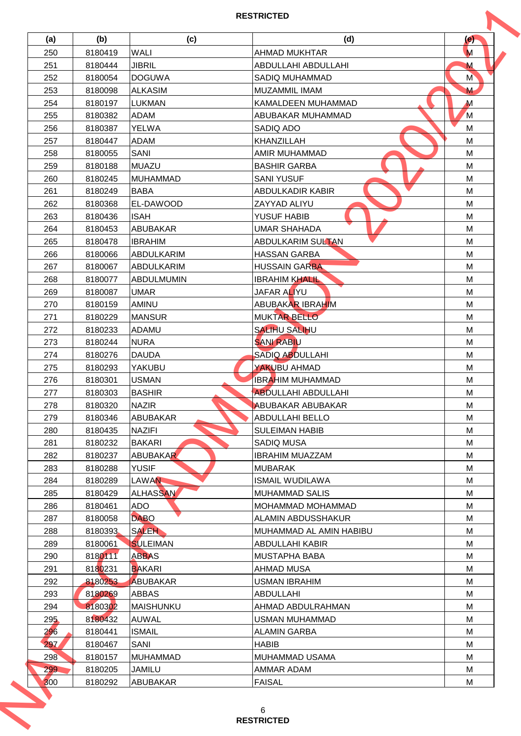| (a) | (b) | (c) | (d) | (e) |
|---|---|---|---|---|
| 250 | 8180419 | WALI | AHMAD MUKHTAR | M |
| 251 | 8180444 | JIBRIL | ABDULLAHI ABDULLAHI | M |
| 252 | 8180054 | DOGUWA | SADIQ MUHAMMAD | M |
| 253 | 8180098 | ALKASIM | MUZAMMIL IMAM | M |
| 254 | 8180197 | LUKMAN | KAMALDEEN MUHAMMAD | M |
| 255 | 8180382 | ADAM | ABUBAKAR MUHAMMAD | M |
| 256 | 8180387 | YELWA | SADIQ ADO | M |
| 257 | 8180447 | ADAM | KHANZILLAH | M |
| 258 | 8180055 | SANI | AMIR MUHAMMAD | M |
| 259 | 8180188 | MUAZU | BASHIR GARBA | M |
| 260 | 8180245 | MUHAMMAD | SANI YUSUF | M |
| 261 | 8180249 | BABA | ABDULKADIR KABIR | M |
| 262 | 8180368 | EL-DAWOOD | ZAYYAD ALIYU | M |
| 263 | 8180436 | ISAH | YUSUF HABIB | M |
| 264 | 8180453 | ABUBAKAR | UMAR SHAHADA | M |
| 265 | 8180478 | IBRAHIM | ABDULKARIM SULTAN | M |
| 266 | 8180066 | ABDULKARIM | HASSAN GARBA | M |
| 267 | 8180067 | ABDULKARIM | HUSSAIN GARBA | M |
| 268 | 8180077 | ABDULMUMIN | IBRAHIM KHALIL | M |
| 269 | 8180087 | UMAR | JAFAR ALIYU | M |
| 270 | 8180159 | AMINU | ABUBAKAR IBRAHIM | M |
| 271 | 8180229 | MANSUR | MUKTAR BELLO | M |
| 272 | 8180233 | ADAMU | SALIHU SALIHU | M |
| 273 | 8180244 | NURA | SANI RABIU | M |
| 274 | 8180276 | DAUDA | SADIQ ABDULLAHI | M |
| 275 | 8180293 | YAKUBU | YAKUBU AHMAD | M |
| 276 | 8180301 | USMAN | IBRAHIM MUHAMMAD | M |
| 277 | 8180303 | BASHIR | ABDULLAHI ABDULLAHI | M |
| 278 | 8180320 | NAZIR | ABUBAKAR ABUBAKAR | M |
| 279 | 8180346 | ABUBAKAR | ABDULLAHI BELLO | M |
| 280 | 8180435 | NAZIFI | SULEIMAN HABIB | M |
| 281 | 8180232 | BAKARI | SADIQ MUSA | M |
| 282 | 8180237 | ABUBAKAR | IBRAHIM MUAZZAM | M |
| 283 | 8180288 | YUSIF | MUBARAK | M |
| 284 | 8180289 | LAWAN | ISMAIL WUDILAWA | M |
| 285 | 8180429 | ALHASSAN | MUHAMMAD SALIS | M |
| 286 | 8180461 | ADO | MOHAMMAD MOHAMMAD | M |
| 287 | 8180058 | DABO | ALAMIN ABDUSSHAKUR | M |
| 288 | 8180393 | SALEH | MUHAMMAD AL AMIN HABIBU | M |
| 289 | 8180061 | SULEIMAN | ABDULLAHI KABIR | M |
| 290 | 8180111 | ABBAS | MUSTAPHA BABA | M |
| 291 | 8180231 | BAKARI | AHMAD MUSA | M |
| 292 | 8180253 | ABUBAKAR | USMAN IBRAHIM | M |
| 293 | 8180269 | ABBAS | ABDULLAHI | M |
| 294 | 8180302 | MAISHUNKU | AHMAD ABDULRAHMAN | M |
| 295 | 8180432 | AUWAL | USMAN MUHAMMAD | M |
| 296 | 8180441 | ISMAIL | ALAMIN GARBA | M |
| 297 | 8180467 | SANI | HABIB | M |
| 298 | 8180157 | MUHAMMAD | MUHAMMAD USAMA | M |
| 299 | 8180205 | JAMILU | AMMAR ADAM | M |
| 300 | 8180292 | ABUBAKAR | FAISAL | M |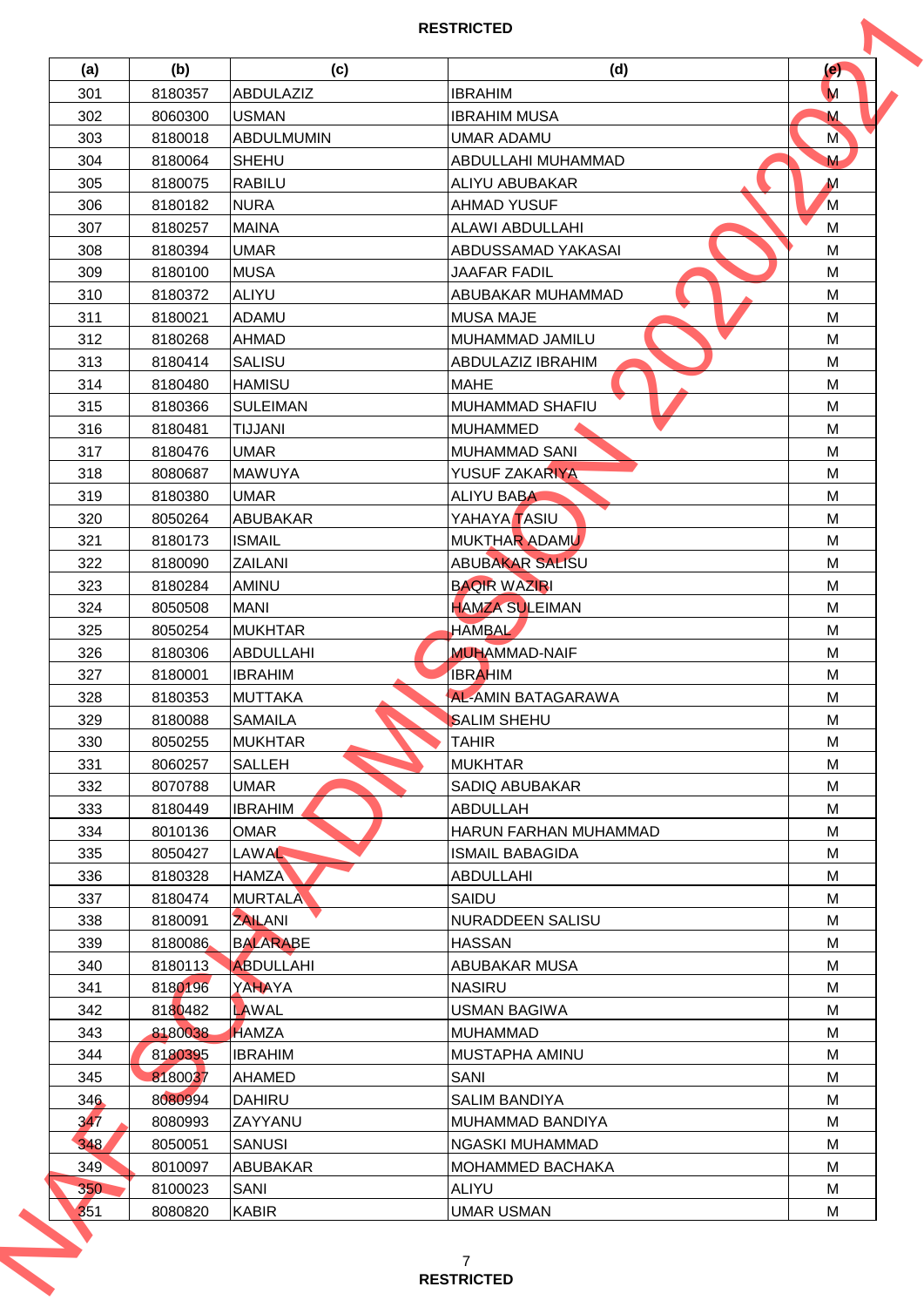| (a) | (b) | (c) | (d) | (e) |
|---|---|---|---|---|
| 301 | 8180357 | ABDULAZIZ | IBRAHIM | M |
| 302 | 8060300 | USMAN | IBRAHIM MUSA | M |
| 303 | 8180018 | ABDULMUMIN | UMAR ADAMU | M |
| 304 | 8180064 | SHEHU | ABDULLAHI MUHAMMAD | M |
| 305 | 8180075 | RABILU | ALIYU ABUBAKAR | M |
| 306 | 8180182 | NURA | AHMAD YUSUF | M |
| 307 | 8180257 | MAINA | ALAWI ABDULLAHI | M |
| 308 | 8180394 | UMAR | ABDUSSAMAD YAKASAI | M |
| 309 | 8180100 | MUSA | JAAFAR FADIL | M |
| 310 | 8180372 | ALIYU | ABUBAKAR MUHAMMAD | M |
| 311 | 8180021 | ADAMU | MUSA MAJE | M |
| 312 | 8180268 | AHMAD | MUHAMMAD JAMILU | M |
| 313 | 8180414 | SALISU | ABDULAZIZ IBRAHIM | M |
| 314 | 8180480 | HAMISU | MAHE | M |
| 315 | 8180366 | SULEIMAN | MUHAMMAD SHAFIU | M |
| 316 | 8180481 | TIJJANI | MUHAMMED | M |
| 317 | 8180476 | UMAR | MUHAMMAD SANI | M |
| 318 | 8080687 | MAWUYA | YUSUF ZAKARIYA | M |
| 319 | 8180380 | UMAR | ALIYU BABA | M |
| 320 | 8050264 | ABUBAKAR | YAHAYA TASIU | M |
| 321 | 8180173 | ISMAIL | MUKTHAR ADAMU | M |
| 322 | 8180090 | ZAILANI | ABUBAKAR SALISU | M |
| 323 | 8180284 | AMINU | BAQIR WAZIRI | M |
| 324 | 8050508 | MANI | HAMZA SULEIMAN | M |
| 325 | 8050254 | MUKHTAR | HAMBAL | M |
| 326 | 8180306 | ABDULLAHI | MUHAMMAD-NAIF | M |
| 327 | 8180001 | IBRAHIM | IBRAHIM | M |
| 328 | 8180353 | MUTTAKA | AL-AMIN BATAGARAWA | M |
| 329 | 8180088 | SAMAILA | SALIM SHEHU | M |
| 330 | 8050255 | MUKHTAR | TAHIR | M |
| 331 | 8060257 | SALLEH | MUKHTAR | M |
| 332 | 8070788 | UMAR | SADIQ ABUBAKAR | M |
| 333 | 8180449 | IBRAHIM | ABDULLAH | M |
| 334 | 8010136 | OMAR | HARUN FARHAN MUHAMMAD | M |
| 335 | 8050427 | LAWAL | ISMAIL BABAGIDA | M |
| 336 | 8180328 | HAMZA | ABDULLAHI | M |
| 337 | 8180474 | MURTALA | SAIDU | M |
| 338 | 8180091 | ZAILANI | NURADDEEN SALISU | M |
| 339 | 8180086 | BALARABE | HASSAN | M |
| 340 | 8180113 | ABDULLAHI | ABUBAKAR MUSA | M |
| 341 | 8180196 | YAHAYA | NASIRU | M |
| 342 | 8180482 | LAWAL | USMAN BAGIWA | M |
| 343 | 8180038 | HAMZA | MUHAMMAD | M |
| 344 | 8180395 | IBRAHIM | MUSTAPHA AMINU | M |
| 345 | 8180037 | AHAMED | SANI | M |
| 346 | 8080994 | DAHIRU | SALIM BANDIYA | M |
| 347 | 8080993 | ZAYYANU | MUHAMMAD BANDIYA | M |
| 348 | 8050051 | SANUSI | NGASKI MUHAMMAD | M |
| 349 | 8010097 | ABUBAKAR | MOHAMMED BACHAKA | M |
| 350 | 8100023 | SANI | ALIYU | M |
| 351 | 8080820 | KABIR | UMAR USMAN | M |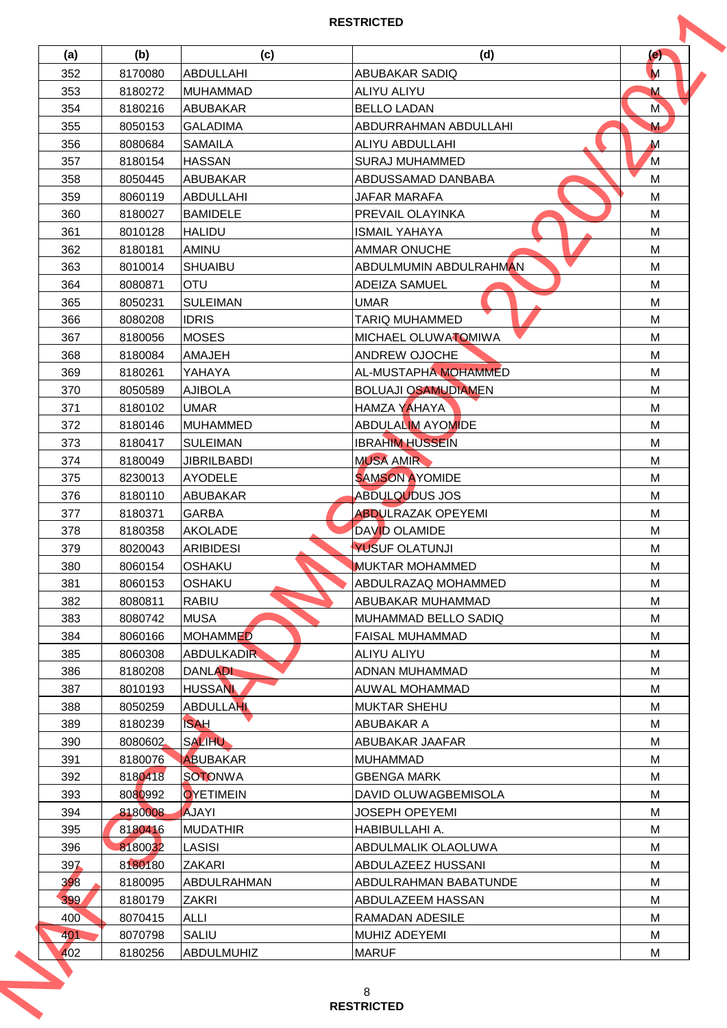| (a) | (b) | (c) | (d) | (e) |
|---|---|---|---|---|
| 352 | 8170080 | ABDULLAHI | ABUBAKAR SADIQ | M |
| 353 | 8180272 | MUHAMMAD | ALIYU ALIYU | M |
| 354 | 8180216 | ABUBAKAR | BELLO LADAN | M |
| 355 | 8050153 | GALADIMA | ABDURRAHMAN ABDULLAHI | M |
| 356 | 8080684 | SAMAILA | ALIYU ABDULLAHI | M |
| 357 | 8180154 | HASSAN | SURAJ MUHAMMED | M |
| 358 | 8050445 | ABUBAKAR | ABDUSSAMAD DANBABA | M |
| 359 | 8060119 | ABDULLAHI | JAFAR MARAFA | M |
| 360 | 8180027 | BAMIDELE | PREVAIL OLAYINKA | M |
| 361 | 8010128 | HALIDU | ISMAIL YAHAYA | M |
| 362 | 8180181 | AMINU | AMMAR ONUCHE | M |
| 363 | 8010014 | SHUAIBU | ABDULMUMIN ABDULRAHMAN | M |
| 364 | 8080871 | OTU | ADEIZA SAMUEL | M |
| 365 | 8050231 | SULEIMAN | UMAR | M |
| 366 | 8080208 | IDRIS | TARIQ MUHAMMED | M |
| 367 | 8180056 | MOSES | MICHAEL OLUWATOMIWA | M |
| 368 | 8180084 | AMAJEH | ANDREW OJOCHE | M |
| 369 | 8180261 | YAHAYA | AL-MUSTAPHA MOHAMMED | M |
| 370 | 8050589 | AJIBOLA | BOLUAJI OSAMUDIAMEN | M |
| 371 | 8180102 | UMAR | HAMZA YAHAYA | M |
| 372 | 8180146 | MUHAMMED | ABDULALIM AYOMIDE | M |
| 373 | 8180417 | SULEIMAN | IBRAHIM HUSSEIN | M |
| 374 | 8180049 | JIBRILBABDI | MUSA AMIR | M |
| 375 | 8230013 | AYODELE | SAMSON AYOMIDE | M |
| 376 | 8180110 | ABUBAKAR | ABDULQUDUS JOS | M |
| 377 | 8180371 | GARBA | ABDULRAZAK OPEYEMI | M |
| 378 | 8180358 | AKOLADE | DAVID OLAMIDE | M |
| 379 | 8020043 | ARIBIDESI | YUSUF OLATUNJI | M |
| 380 | 8060154 | OSHAKU | MUKTAR MOHAMMED | M |
| 381 | 8060153 | OSHAKU | ABDULRAZAQ MOHAMMED | M |
| 382 | 8080811 | RABIU | ABUBAKAR MUHAMMAD | M |
| 383 | 8080742 | MUSA | MUHAMMAD BELLO SADIQ | M |
| 384 | 8060166 | MOHAMMED | FAISAL MUHAMMAD | M |
| 385 | 8060308 | ABDULKADIR | ALIYU ALIYU | M |
| 386 | 8180208 | DANLADI | ADNAN MUHAMMAD | M |
| 387 | 8010193 | HUSSANI | AUWAL MOHAMMAD | M |
| 388 | 8050259 | ABDULLAHI | MUKTAR SHEHU | M |
| 389 | 8180239 | ISAH | ABUBAKAR A | M |
| 390 | 8080602 | SALIHU | ABUBAKAR JAAFAR | M |
| 391 | 8180076 | ABUBAKAR | MUHAMMAD | M |
| 392 | 8180418 | SOTONWA | GBENGA MARK | M |
| 393 | 8080992 | OYETIMEIN | DAVID OLUWAGBEMISOLA | M |
| 394 | 8180008 | AJAYI | JOSEPH OPEYEMI | M |
| 395 | 8180416 | MUDATHIR | HABIBULLAHI A. | M |
| 396 | 8180032 | LASISI | ABDULMALIK OLAOLUWA | M |
| 397 | 8180180 | ZAKARI | ABDULAZEEZ HUSSANI | M |
| 398 | 8180095 | ABDULRAHMAN | ABDULRAHMAN BABATUNDE | M |
| 399 | 8180179 | ZAKRI | ABDULAZEEM HASSAN | M |
| 400 | 8070415 | ALLI | RAMADAN ADESILE | M |
| 401 | 8070798 | SALIU | MUHIZ ADEYEMI | M |
| 402 | 8180256 | ABDULMUHIZ | MARUF | M |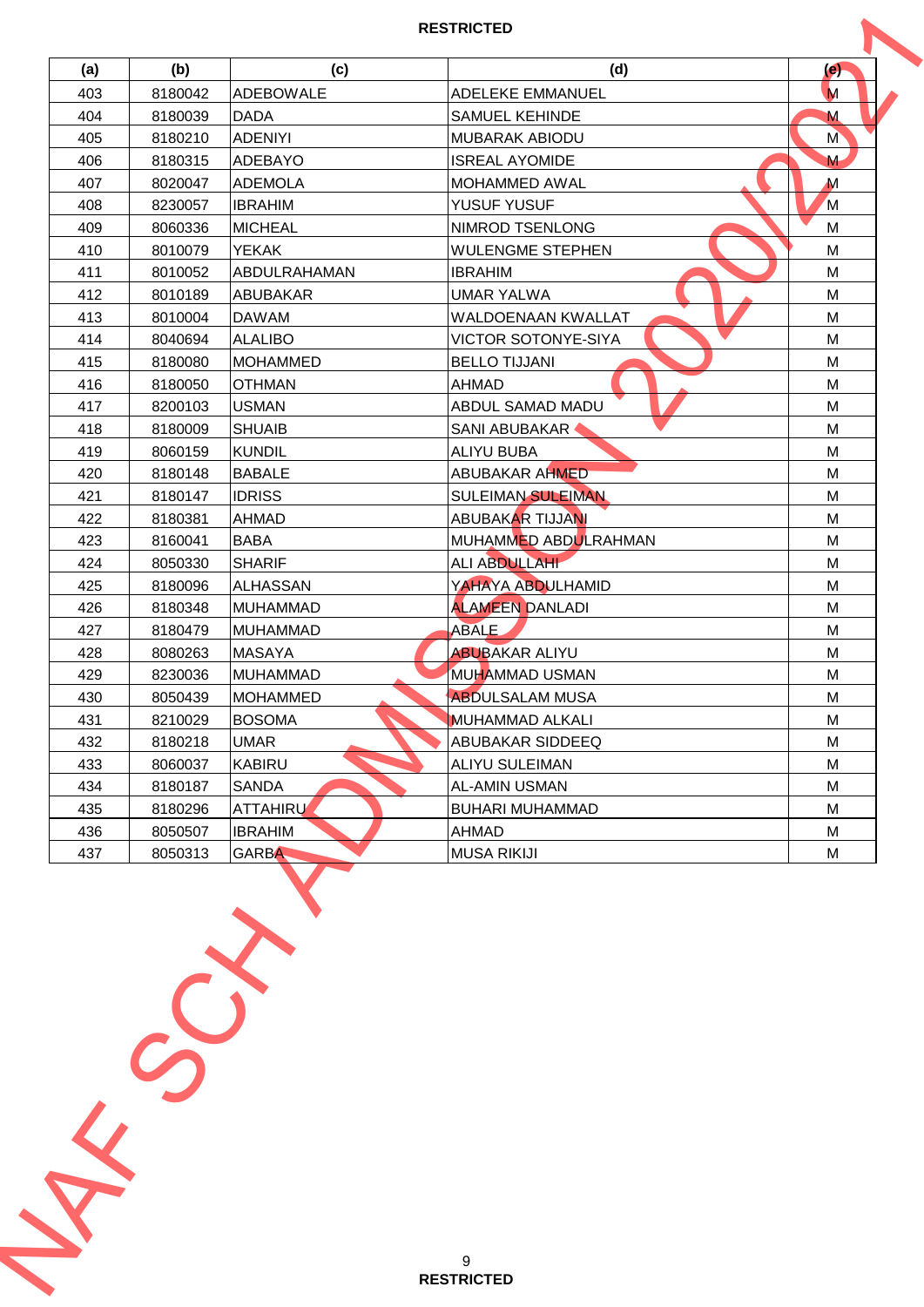| (a) | (b) | (c) | (d) | (e) |
|---|---|---|---|---|
| 403 | 8180042 | ADEBOWALE | ADELEKE EMMANUEL | M |
| 404 | 8180039 | DADA | SAMUEL KEHINDE | M |
| 405 | 8180210 | ADENIYI | MUBARAK ABIODU | M |
| 406 | 8180315 | ADEBAYO | ISREAL AYOMIDE | M |
| 407 | 8020047 | ADEMOLA | MOHAMMED AWAL | M |
| 408 | 8230057 | IBRAHIM | YUSUF YUSUF | M |
| 409 | 8060336 | MICHEAL | NIMROD TSENLONG | M |
| 410 | 8010079 | YEKAK | WULENGME STEPHEN | M |
| 411 | 8010052 | ABDULRAHAMAN | IBRAHIM | M |
| 412 | 8010189 | ABUBAKAR | UMAR YALWA | M |
| 413 | 8010004 | DAWAM | WALDOENAAN KWALLAT | M |
| 414 | 8040694 | ALALIBO | VICTOR SOTONYE-SIYA | M |
| 415 | 8180080 | MOHAMMED | BELLO TIJJANI | M |
| 416 | 8180050 | OTHMAN | AHMAD | M |
| 417 | 8200103 | USMAN | ABDUL SAMAD MADU | M |
| 418 | 8180009 | SHUAIB | SANI ABUBAKAR | M |
| 419 | 8060159 | KUNDIL | ALIYU BUBA | M |
| 420 | 8180148 | BABALE | ABUBAKAR AHMED | M |
| 421 | 8180147 | IDRISS | SULEIMAN SULEIMAN | M |
| 422 | 8180381 | AHMAD | ABUBAKAR TIJJANI | M |
| 423 | 8160041 | BABA | MUHAMMED ABDULRAHMAN | M |
| 424 | 8050330 | SHARIF | ALI ABDULLAHI | M |
| 425 | 8180096 | ALHASSAN | YAHAYA ABDULHAMID | M |
| 426 | 8180348 | MUHAMMAD | ALAMEEN DANLADI | M |
| 427 | 8180479 | MUHAMMAD | ABALE | M |
| 428 | 8080263 | MASAYA | ABUBAKAR ALIYU | M |
| 429 | 8230036 | MUHAMMAD | MUHAMMAD USMAN | M |
| 430 | 8050439 | MOHAMMED | ABDULSALAM MUSA | M |
| 431 | 8210029 | BOSOMA | MUHAMMAD ALKALI | M |
| 432 | 8180218 | UMAR | ABUBAKAR SIDDEEQ | M |
| 433 | 8060037 | KABIRU | ALIYU SULEIMAN | M |
| 434 | 8180187 | SANDA | AL-AMIN USMAN | M |
| 435 | 8180296 | ATTAHIRU | BUHARI MUHAMMAD | M |
| 436 | 8050507 | IBRAHIM | AHMAD | M |
| 437 | 8050313 | GARBA | MUSA RIKIJI | M |